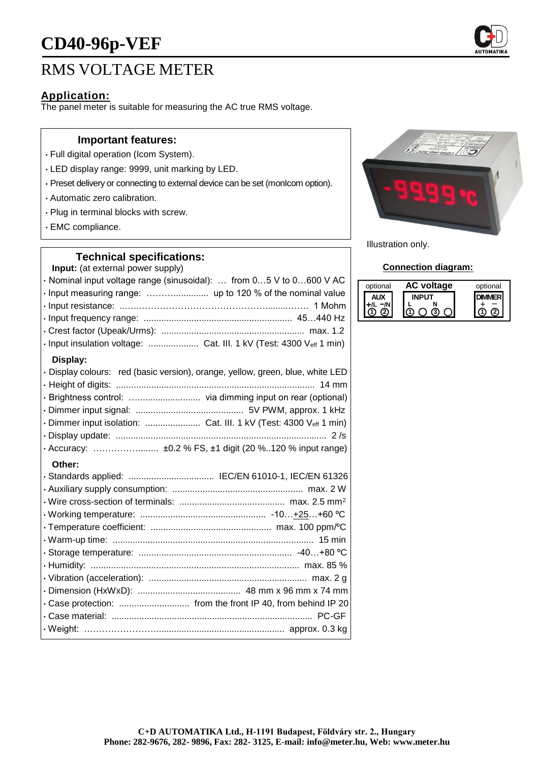# CD40-96p-VEF

## RMS VOLTAGE METER

### Application:

The panel meter is suitable for measuring the AC true RMS voltage.

### Important features:

- Full digital operation (Icom System).
- LED display range: 9999, unit marking by LED.
- Preset delivery or connecting to external device can be set (monIcom option).
- Automatic zero calibration.
- Plug in terminal blocks with screw.
- EMC compliance.

### Technical specifications:

**Input:** (at external power supply)

- Nominal input voltage range (sinusoidal): … from 0…5 V to 0…600 V AC
- Input measuring range: ……….............. up to 120 % of the nominal value
- Input resistance: ..…..…………………………………….........…… 1 Mohm
- Input frequency range: ........................................................... 45…440 Hz
- Crest factor (Upeak/Urms): ......................................................... max. 1.2
- Input insulation voltage: .................... Cat. III. 1 kV (Test: 4300 $V_{eff}$ 1 min)

**Display:**

- Display colours: red (basic version), orange, yellow, green, blue, white LED
- Height of digits: ............................................................................... 14 mm
- Brightness control: ………................... via dimming input on rear (optional)
- Dimmer input signal: ........................................... 5V PWM, approx. 1 kHz
- Dimmer input isolation: ...................... Cat. III. 1 kV (Test: 4300 $V_{eff}$ 1 min)
- Display update: .................................................................................... 2 /s
- Accuracy: ……………......... ±0.2 % FS, ±1 digit (20 %..120 % input range)

**Other:**

- Standards applied: .................................. IEC/EN 61010-1, IEC/EN 61326
- Auxiliary supply consumption: .................................................... max. 2 W
- Wire cross-section of terminals: .......................................... max. 2.5 mm²
- Working temperature: .................................................. -10…<u>+25</u>…+60 ºC
- Temperature coefficient: ................................................ max. 100 ppm/ºC
- Warm-up time: ................................................................................ 15 min
- Storage temperature: ............................................................. -40…+80 ºC
- Humidity: ................................................................................... max. 85 %
- Vibration (acceleration): ............................................................... max. 2 g
- Dimension (HxWxD): ......................................... 48 mm x 96 mm x 74 mm
- Case protection: ............................ from the front IP 40, from behind IP 20
- Case material: ................................................................................ PC-GF
- Weight: ……………………................................................... approx. 0.3 kg

Illustration only.

### Connection diagram:

| optional | AC voltage | optional |
|---|---|---|
| AUX | INPUT | DIMMER |
| +/L −/N | L N | + − |
| ① ② | ① ○ ③ ○ | ① ② |

**C+D AUTOMATIKA Ltd., H-1191 Budapest, Földváry str. 2., Hungary**
**Phone: 282-9676, 282- 9896, Fax: 282- 3125, E-mail: info@meter.hu, Web: www.meter.hu**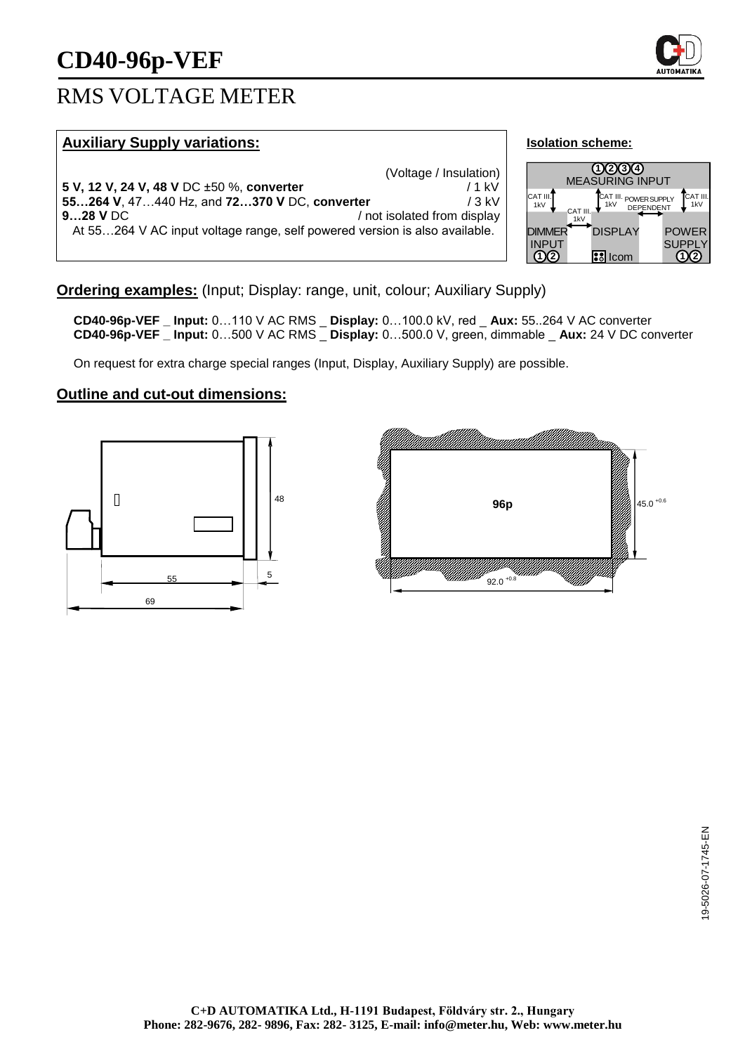# CD40-96p-VEF

## RMS VOLTAGE METER

### Auxiliary Supply variations:

| | (Voltage / Insulation) |
|---|---|
| **5 V, 12 V, 24 V, 48 V** DC ±50 %, **converter** | / 1 kV |
| **55…264 V**, 47…440 Hz, and **72…370 V** DC, **converter** | / 3 kV |
| **9…28 V** DC | / not isolated from display |

At 55…264 V AC input voltage range, self powered version is also available.

### Isolation scheme:

①②③④ MEASURING INPUT

CAT III. 1kV

CAT III. 1kV

CAT III. 1kV POWER SUPPLY DEPENDENT

CAT III. 1kV

DIMMER INPUT ①②

DISPLAY

Icom

POWER SUPPLY ①②

### Ordering examples: (Input; Display: range, unit, colour; Auxiliary Supply)

**CD40-96p-VEF** _ **Input:** 0…110 V AC RMS _ **Display:** 0…100.0 kV, red _ **Aux:** 55..264 V AC converter
**CD40-96p-VEF** _ **Input:** 0…500 V AC RMS _ **Display:** 0…500.0 V, green, dimmable _ **Aux:** 24 V DC converter

On request for extra charge special ranges (Input, Display, Auxiliary Supply) are possible.

### Outline and cut-out dimensions:

48

55

5

69

96p

45.0 +0.6

92.0 +0.8

19-5026-07-1745-EN

**C+D AUTOMATIKA Ltd., H-1191 Budapest, Földváry str. 2., Hungary**
**Phone: 282-9676, 282- 9896, Fax: 282- 3125, E-mail: info@meter.hu, Web: www.meter.hu**